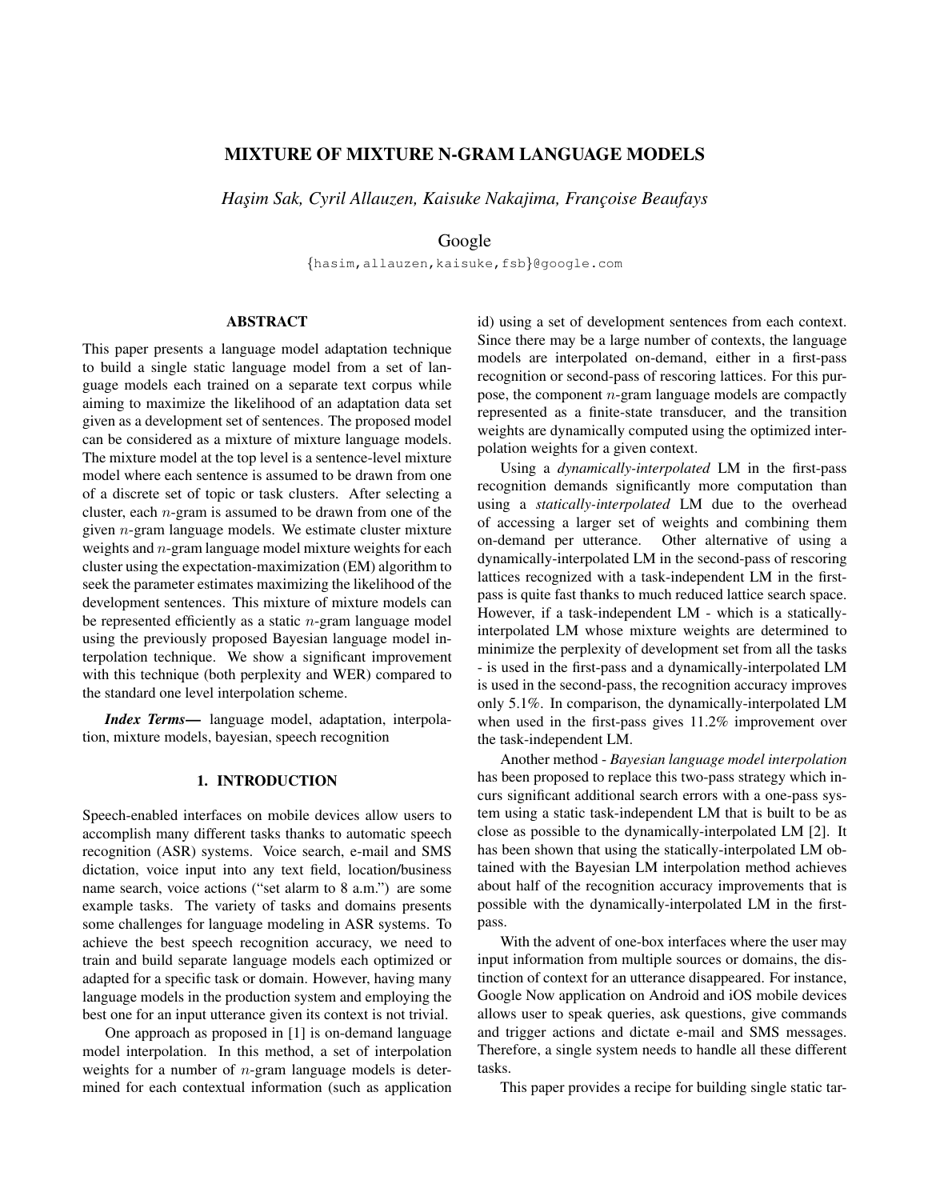# MIXTURE OF MIXTURE N-GRAM LANGUAGE MODELS

*Haşim Sak, Cyril Allauzen, Kaisuke Nakajima, Françoise Beaufays*

Google

{hasim,allauzen,kaisuke,fsb}@google.com

## ABSTRACT

This paper presents a language model adaptation technique to build a single static language model from a set of language models each trained on a separate text corpus while aiming to maximize the likelihood of an adaptation data set given as a development set of sentences. The proposed model can be considered as a mixture of mixture language models. The mixture model at the top level is a sentence-level mixture model where each sentence is assumed to be drawn from one of a discrete set of topic or task clusters. After selecting a cluster, each $n$-gram is assumed to be drawn from one of the given $n$-gram language models. We estimate cluster mixture weights and $n$-gram language model mixture weights for each cluster using the expectation-maximization (EM) algorithm to seek the parameter estimates maximizing the likelihood of the development sentences. This mixture of mixture models can be represented efficiently as a static $n$-gram language model using the previously proposed Bayesian language model interpolation technique. We show a significant improvement with this technique (both perplexity and WER) compared to the standard one level interpolation scheme.

***Index Terms*—** language model, adaptation, interpolation, mixture models, bayesian, speech recognition

## 1. INTRODUCTION

Speech-enabled interfaces on mobile devices allow users to accomplish many different tasks thanks to automatic speech recognition (ASR) systems. Voice search, e-mail and SMS dictation, voice input into any text field, location/business name search, voice actions ("set alarm to 8 a.m.") are some example tasks. The variety of tasks and domains presents some challenges for language modeling in ASR systems. To achieve the best speech recognition accuracy, we need to train and build separate language models each optimized or adapted for a specific task or domain. However, having many language models in the production system and employing the best one for an input utterance given its context is not trivial.

One approach as proposed in [1] is on-demand language model interpolation. In this method, a set of interpolation weights for a number of $n$-gram language models is determined for each contextual information (such as application id) using a set of development sentences from each context. Since there may be a large number of contexts, the language models are interpolated on-demand, either in a first-pass recognition or second-pass of rescoring lattices. For this purpose, the component $n$-gram language models are compactly represented as a finite-state transducer, and the transition weights are dynamically computed using the optimized interpolation weights for a given context.

Using a *dynamically-interpolated* LM in the first-pass recognition demands significantly more computation than using a *statically-interpolated* LM due to the overhead of accessing a larger set of weights and combining them on-demand per utterance. Other alternative of using a dynamically-interpolated LM in the second-pass of rescoring lattices recognized with a task-independent LM in the first-pass is quite fast thanks to much reduced lattice search space. However, if a task-independent LM - which is a statically-interpolated LM whose mixture weights are determined to minimize the perplexity of development set from all the tasks - is used in the first-pass and a dynamically-interpolated LM is used in the second-pass, the recognition accuracy improves only 5.1%. In comparison, the dynamically-interpolated LM when used in the first-pass gives 11.2% improvement over the task-independent LM.

Another method - *Bayesian language model interpolation* has been proposed to replace this two-pass strategy which incurs significant additional search errors with a one-pass system using a static task-independent LM that is built to be as close as possible to the dynamically-interpolated LM [2]. It has been shown that using the statically-interpolated LM obtained with the Bayesian LM interpolation method achieves about half of the recognition accuracy improvements that is possible with the dynamically-interpolated LM in the first-pass.

With the advent of one-box interfaces where the user may input information from multiple sources or domains, the distinction of context for an utterance disappeared. For instance, Google Now application on Android and iOS mobile devices allows user to speak queries, ask questions, give commands and trigger actions and dictate e-mail and SMS messages. Therefore, a single system needs to handle all these different tasks.

This paper provides a recipe for building single static tar-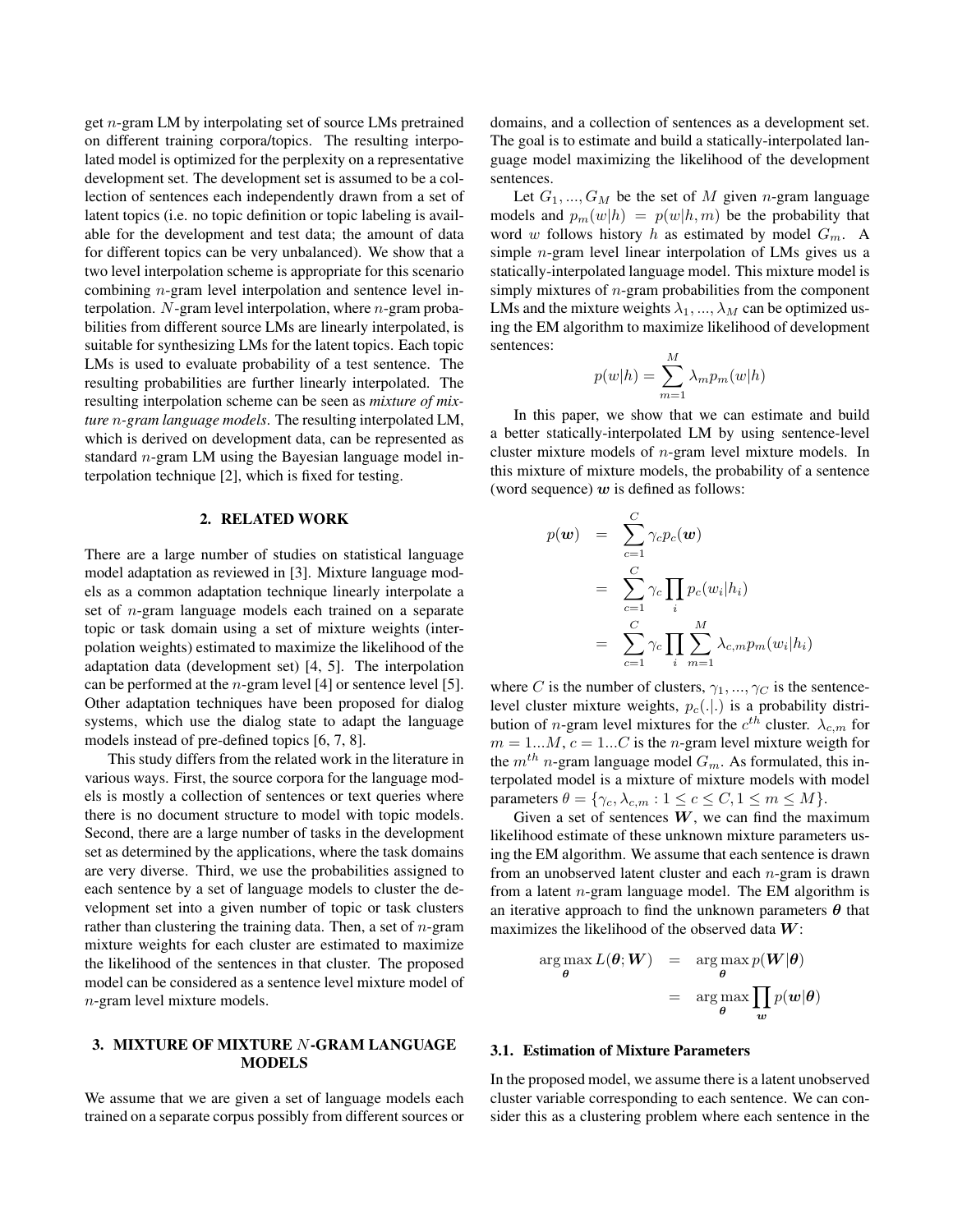get $n$-gram LM by interpolating set of source LMs pretrained on different training corpora/topics. The resulting interpolated model is optimized for the perplexity on a representative development set. The development set is assumed to be a collection of sentences each independently drawn from a set of latent topics (i.e. no topic definition or topic labeling is available for the development and test data; the amount of data for different topics can be very unbalanced). We show that a two level interpolation scheme is appropriate for this scenario combining $n$-gram level interpolation and sentence level interpolation. $N$-gram level interpolation, where $n$-gram probabilities from different source LMs are linearly interpolated, is suitable for synthesizing LMs for the latent topics. Each topic LMs is used to evaluate probability of a test sentence. The resulting probabilities are further linearly interpolated. The resulting interpolation scheme can be seen as *mixture of mixture $n$-gram language models*. The resulting interpolated LM, which is derived on development data, can be represented as standard $n$-gram LM using the Bayesian language model interpolation technique [2], which is fixed for testing.

## 2. RELATED WORK

There are a large number of studies on statistical language model adaptation as reviewed in [3]. Mixture language models as a common adaptation technique linearly interpolate a set of $n$-gram language models each trained on a separate topic or task domain using a set of mixture weights (interpolation weights) estimated to maximize the likelihood of the adaptation data (development set) [4, 5]. The interpolation can be performed at the $n$-gram level [4] or sentence level [5]. Other adaptation techniques have been proposed for dialog systems, which use the dialog state to adapt the language models instead of pre-defined topics [6, 7, 8].

This study differs from the related work in the literature in various ways. First, the source corpora for the language models is mostly a collection of sentences or text queries where there is no document structure to model with topic models. Second, there are a large number of tasks in the development set as determined by the applications, where the task domains are very diverse. Third, we use the probabilities assigned to each sentence by a set of language models to cluster the development set into a given number of topic or task clusters rather than clustering the training data. Then, a set of $n$-gram mixture weights for each cluster are estimated to maximize the likelihood of the sentences in that cluster. The proposed model can be considered as a sentence level mixture model of $n$-gram level mixture models.

## 3. MIXTURE OF MIXTURE $N$-GRAM LANGUAGE MODELS

We assume that we are given a set of language models each trained on a separate corpus possibly from different sources or domains, and a collection of sentences as a development set. The goal is to estimate and build a statically-interpolated language model maximizing the likelihood of the development sentences.

Let $G_1, ..., G_M$ be the set of $M$ given $n$-gram language models and $p_m(w|h) = p(w|h, m)$ be the probability that word $w$ follows history $h$ as estimated by model $G_m$. A simple $n$-gram level linear interpolation of LMs gives us a statically-interpolated language model. This mixture model is simply mixtures of $n$-gram probabilities from the component LMs and the mixture weights $\lambda_1, ..., \lambda_M$ can be optimized using the EM algorithm to maximize likelihood of development sentences:

$$p(w|h) = \sum_{m=1}^{M} \lambda_m p_m(w|h)$$

In this paper, we show that we can estimate and build a better statically-interpolated LM by using sentence-level cluster mixture models of $n$-gram level mixture models. In this mixture of mixture models, the probability of a sentence (word sequence) $\boldsymbol{w}$ is defined as follows:

$$\begin{aligned} p(\boldsymbol{w}) &= \sum_{c=1}^{C} \gamma_c p_c(\boldsymbol{w}) \\ &= \sum_{c=1}^{C} \gamma_c \prod_i p_c(w_i|h_i) \\ &= \sum_{c=1}^{C} \gamma_c \prod_i \sum_{m=1}^{M} \lambda_{c,m} p_m(w_i|h_i) \end{aligned}$$

where $C$ is the number of clusters, $\gamma_1, ..., \gamma_C$ is the sentence-level cluster mixture weights, $p_c(.|.)$ is a probability distribution of $n$-gram level mixtures for the $c^{th}$ cluster. $\lambda_{c,m}$ for $m = 1...M$, $c = 1...C$ is the $n$-gram level mixture weigth for the $m^{th}$ $n$-gram language model $G_m$. As formulated, this interpolated model is a mixture of mixture models with model parameters $\theta = \{\gamma_c, \lambda_{c,m} : 1 \leq c \leq C, 1 \leq m \leq M\}$.

Given a set of sentences $\boldsymbol{W}$, we can find the maximum likelihood estimate of these unknown mixture parameters using the EM algorithm. We assume that each sentence is drawn from an unobserved latent cluster and each $n$-gram is drawn from a latent $n$-gram language model. The EM algorithm is an iterative approach to find the unknown parameters $\boldsymbol{\theta}$ that maximizes the likelihood of the observed data $\boldsymbol{W}$:

$$\begin{aligned} \arg\max_{\boldsymbol{\theta}} L(\boldsymbol{\theta}; \boldsymbol{W}) &= \arg\max_{\boldsymbol{\theta}} p(\boldsymbol{W}|\boldsymbol{\theta}) \\ &= \arg\max_{\boldsymbol{\theta}} \prod_{\boldsymbol{w}} p(\boldsymbol{w}|\boldsymbol{\theta}) \end{aligned}$$

### 3.1. Estimation of Mixture Parameters

In the proposed model, we assume there is a latent unobserved cluster variable corresponding to each sentence. We can consider this as a clustering problem where each sentence in the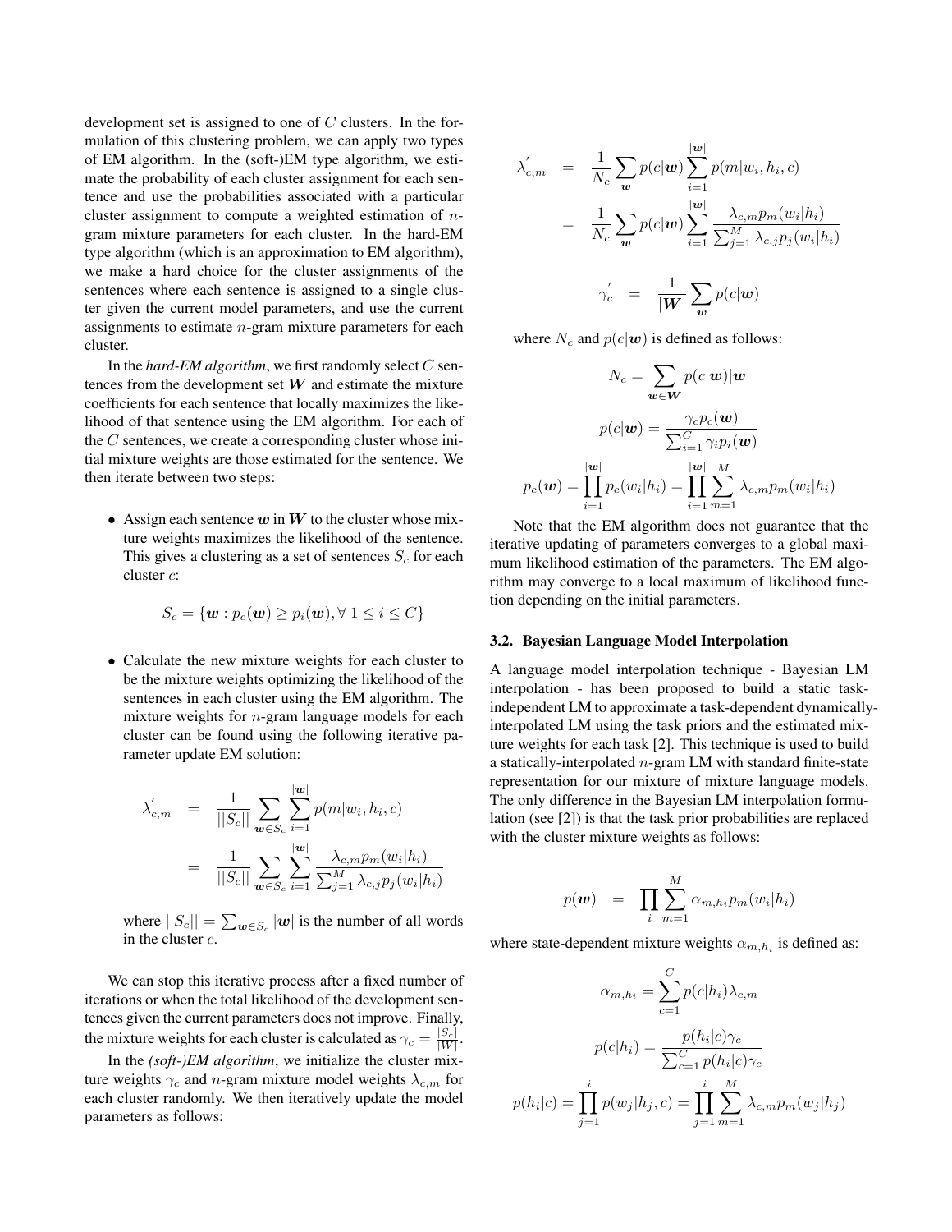development set is assigned to one of $C$ clusters. In the formulation of this clustering problem, we can apply two types of EM algorithm. In the (soft-)EM type algorithm, we estimate the probability of each cluster assignment for each sentence and use the probabilities associated with a particular cluster assignment to compute a weighted estimation of $n$-gram mixture parameters for each cluster. In the hard-EM type algorithm (which is an approximation to EM algorithm), we make a hard choice for the cluster assignments of the sentences where each sentence is assigned to a single cluster given the current model parameters, and use the current assignments to estimate $n$-gram mixture parameters for each cluster.

In the *hard-EM algorithm*, we first randomly select $C$ sentences from the development set $\boldsymbol{W}$ and estimate the mixture coefficients for each sentence that locally maximizes the likelihood of that sentence using the EM algorithm. For each of the $C$ sentences, we create a corresponding cluster whose initial mixture weights are those estimated for the sentence. We then iterate between two steps:

- Assign each sentence $\boldsymbol{w}$ in $\boldsymbol{W}$ to the cluster whose mixture weights maximizes the likelihood of the sentence. This gives a clustering as a set of sentences $S_c$ for each cluster $c$:

$$S_c = \{\boldsymbol{w} : p_c(\boldsymbol{w}) \geq p_i(\boldsymbol{w}), \forall\ 1 \leq i \leq C\}$$

- Calculate the new mixture weights for each cluster to be the mixture weights optimizing the likelihood of the sentences in each cluster using the EM algorithm. The mixture weights for $n$-gram language models for each cluster can be found using the following iterative parameter update EM solution:

$$\begin{aligned}
\lambda_{c,m}^{'} &= \frac{1}{||S_c||} \sum_{\boldsymbol{w} \in S_c} \sum_{i=1}^{|\boldsymbol{w}|} p(m|w_i, h_i, c) \\
&= \frac{1}{||S_c||} \sum_{\boldsymbol{w} \in S_c} \sum_{i=1}^{|\boldsymbol{w}|} \frac{\lambda_{c,m} p_m(w_i|h_i)}{\sum_{j=1}^{M} \lambda_{c,j} p_j(w_i|h_i)}
\end{aligned}$$

where $||S_c|| = \sum_{\boldsymbol{w} \in S_c} |\boldsymbol{w}|$ is the number of all words in the cluster $c$.

We can stop this iterative process after a fixed number of iterations or when the total likelihood of the development sentences given the current parameters does not improve. Finally, the mixture weights for each cluster is calculated as $\gamma_c = \frac{|S_c|}{|W|}$.

In the *(soft-)EM algorithm*, we initialize the cluster mixture weights $\gamma_c$ and $n$-gram mixture model weights $\lambda_{c,m}$ for each cluster randomly. We then iteratively update the model parameters as follows:

$$\begin{aligned}
\lambda_{c,m}^{'} &= \frac{1}{N_c} \sum_{\boldsymbol{w}} p(c|\boldsymbol{w}) \sum_{i=1}^{|\boldsymbol{w}|} p(m|w_i, h_i, c) \\
&= \frac{1}{N_c} \sum_{\boldsymbol{w}} p(c|\boldsymbol{w}) \sum_{i=1}^{|\boldsymbol{w}|} \frac{\lambda_{c,m} p_m(w_i|h_i)}{\sum_{j=1}^{M} \lambda_{c,j} p_j(w_i|h_i)}
\end{aligned}$$

$$\gamma_c^{'} = \frac{1}{|\boldsymbol{W}|} \sum_{\boldsymbol{w}} p(c|\boldsymbol{w})$$

where $N_c$ and $p(c|\boldsymbol{w})$ is defined as follows:

$$N_c = \sum_{\boldsymbol{w} \in \boldsymbol{W}} p(c|\boldsymbol{w}) |\boldsymbol{w}|$$

$$p(c|\boldsymbol{w}) = \frac{\gamma_c p_c(\boldsymbol{w})}{\sum_{i=1}^{C} \gamma_i p_i(\boldsymbol{w})}$$

$$p_c(\boldsymbol{w}) = \prod_{i=1}^{|\boldsymbol{w}|} p_c(w_i|h_i) = \prod_{i=1}^{|\boldsymbol{w}|} \sum_{m=1}^{M} \lambda_{c,m} p_m(w_i|h_i)$$

Note that the EM algorithm does not guarantee that the iterative updating of parameters converges to a global maximum likelihood estimation of the parameters. The EM algorithm may converge to a local maximum of likelihood function depending on the initial parameters.

### 3.2. Bayesian Language Model Interpolation

A language model interpolation technique - Bayesian LM interpolation - has been proposed to build a static task-independent LM to approximate a task-dependent dynamically-interpolated LM using the task priors and the estimated mixture weights for each task [2]. This technique is used to build a statically-interpolated $n$-gram LM with standard finite-state representation for our mixture of mixture language models. The only difference in the Bayesian LM interpolation formulation (see [2]) is that the task prior probabilities are replaced with the cluster mixture weights as follows:

$$p(\boldsymbol{w}) = \prod_{i} \sum_{m=1}^{M} \alpha_{m,h_i} p_m(w_i|h_i)$$

where state-dependent mixture weights $\alpha_{m,h_i}$ is defined as:

$$\alpha_{m,h_i} = \sum_{c=1}^{C} p(c|h_i) \lambda_{c,m}$$

$$p(c|h_i) = \frac{p(h_i|c)\gamma_c}{\sum_{c=1}^{C} p(h_i|c)\gamma_c}$$

$$p(h_i|c) = \prod_{j=1}^{i} p(w_j|h_j, c) = \prod_{j=1}^{i} \sum_{m=1}^{M} \lambda_{c,m} p_m(w_j|h_j)$$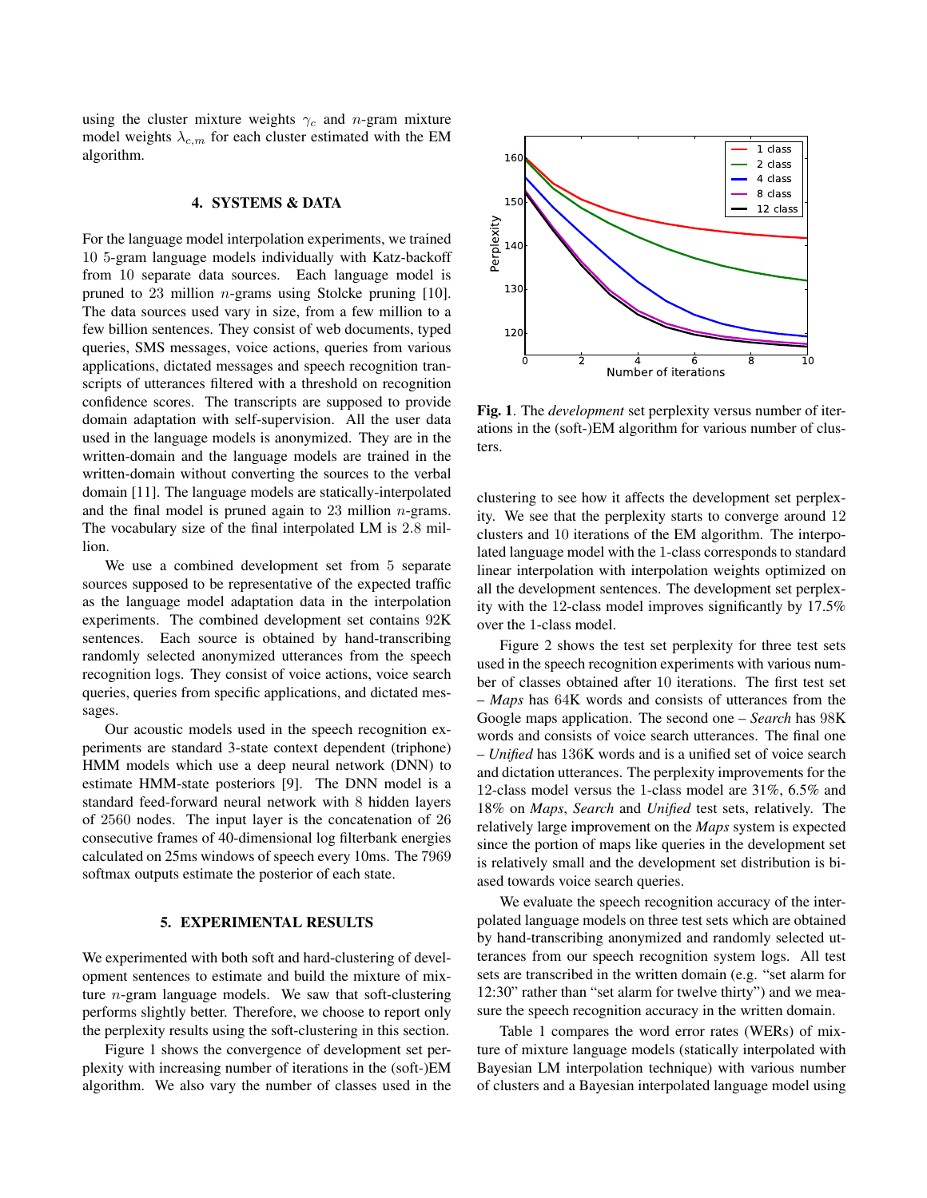using the cluster mixture weights $\gamma_c$ and $n$-gram mixture model weights $\lambda_{c,m}$ for each cluster estimated with the EM algorithm.

## 4. SYSTEMS & DATA

For the language model interpolation experiments, we trained 10 5-gram language models individually with Katz-backoff from 10 separate data sources. Each language model is pruned to 23 million $n$-grams using Stolcke pruning [10]. The data sources used vary in size, from a few million to a few billion sentences. They consist of web documents, typed queries, SMS messages, voice actions, queries from various applications, dictated messages and speech recognition transcripts of utterances filtered with a threshold on recognition confidence scores. The transcripts are supposed to provide domain adaptation with self-supervision. All the user data used in the language models is anonymized. They are in the written-domain and the language models are trained in the written-domain without converting the sources to the verbal domain [11]. The language models are statically-interpolated and the final model is pruned again to 23 million $n$-grams. The vocabulary size of the final interpolated LM is 2.8 million.

We use a combined development set from 5 separate sources supposed to be representative of the expected traffic as the language model adaptation data in the interpolation experiments. The combined development set contains 92K sentences. Each source is obtained by hand-transcribing randomly selected anonymized utterances from the speech recognition logs. They consist of voice actions, voice search queries, queries from specific applications, and dictated messages.

Our acoustic models used in the speech recognition experiments are standard 3-state context dependent (triphone) HMM models which use a deep neural network (DNN) to estimate HMM-state posteriors [9]. The DNN model is a standard feed-forward neural network with 8 hidden layers of 2560 nodes. The input layer is the concatenation of 26 consecutive frames of 40-dimensional log filterbank energies calculated on 25ms windows of speech every 10ms. The 7969 softmax outputs estimate the posterior of each state.

## 5. EXPERIMENTAL RESULTS

We experimented with both soft and hard-clustering of development sentences to estimate and build the mixture of mixture $n$-gram language models. We saw that soft-clustering performs slightly better. Therefore, we choose to report only the perplexity results using the soft-clustering in this section.

Figure 1 shows the convergence of development set perplexity with increasing number of iterations in the (soft-)EM algorithm. We also vary the number of classes used in the clustering to see how it affects the development set perplexity. We see that the perplexity starts to converge around 12 clusters and 10 iterations of the EM algorithm. The interpolated language model with the 1-class corresponds to standard linear interpolation with interpolation weights optimized on all the development sentences. The development set perplexity with the 12-class model improves significantly by 17.5% over the 1-class model.

**Fig. 1**. The *development* set perplexity versus number of iterations in the (soft-)EM algorithm for various number of clusters.

Figure 2 shows the test set perplexity for three test sets used in the speech recognition experiments with various number of classes obtained after 10 iterations. The first test set – *Maps* has 64K words and consists of utterances from the Google maps application. The second one – *Search* has 98K words and consists of voice search utterances. The final one – *Unified* has 136K words and is a unified set of voice search and dictation utterances. The perplexity improvements for the 12-class model versus the 1-class model are 31%, 6.5% and 18% on *Maps*, *Search* and *Unified* test sets, relatively. The relatively large improvement on the *Maps* system is expected since the portion of maps like queries in the development set is relatively small and the development set distribution is biased towards voice search queries.

We evaluate the speech recognition accuracy of the interpolated language models on three test sets which are obtained by hand-transcribing anonymized and randomly selected utterances from our speech recognition system logs. All test sets are transcribed in the written domain (e.g. "set alarm for 12:30" rather than "set alarm for twelve thirty") and we measure the speech recognition accuracy in the written domain.

Table 1 compares the word error rates (WERs) of mixture of mixture language models (statically interpolated with Bayesian LM interpolation technique) with various number of clusters and a Bayesian interpolated language model using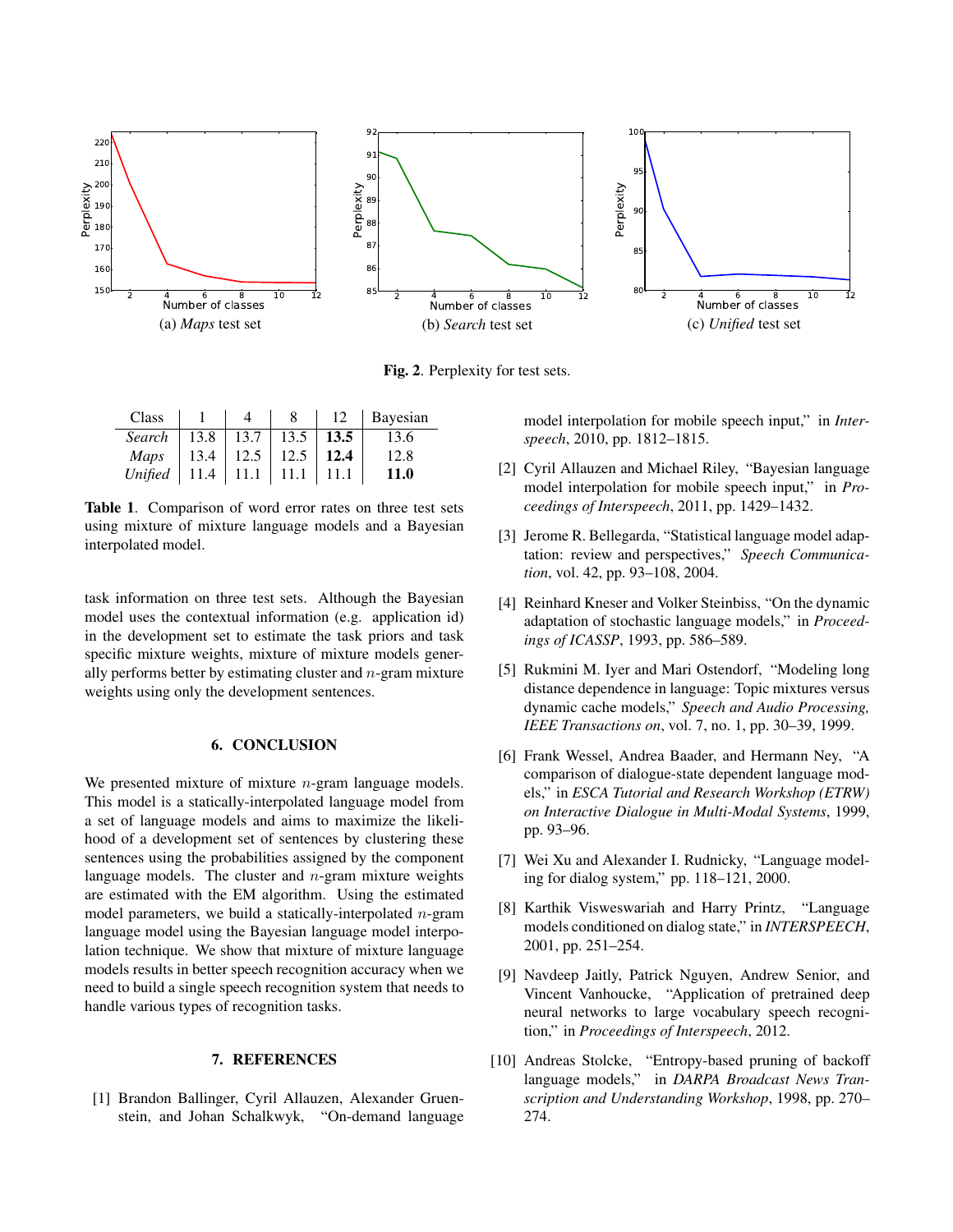(a) *Maps* test set

(b) *Search* test set

(c) *Unified* test set

**Fig. 2**. Perplexity for test sets.

| Class | 1 | 4 | 8 | 12 | Bayesian |
|---|---|---|---|---|---|
| *Search* | 13.8 | 13.7 | 13.5 | **13.5** | 13.6 |
| *Maps* | 13.4 | 12.5 | 12.5 | **12.4** | 12.8 |
| *Unified* | 11.4 | 11.1 | 11.1 | 11.1 | **11.0** |

**Table 1**. Comparison of word error rates on three test sets using mixture of mixture language models and a Bayesian interpolated model.

task information on three test sets. Although the Bayesian model uses the contextual information (e.g. application id) in the development set to estimate the task priors and task specific mixture weights, mixture of mixture models generally performs better by estimating cluster and $n$-gram mixture weights using only the development sentences.

## 6. CONCLUSION

We presented mixture of mixture $n$-gram language models. This model is a statically-interpolated language model from a set of language models and aims to maximize the likelihood of a development set of sentences by clustering these sentences using the probabilities assigned by the component language models. The cluster and $n$-gram mixture weights are estimated with the EM algorithm. Using the estimated model parameters, we build a statically-interpolated $n$-gram language model using the Bayesian language model interpolation technique. We show that mixture of mixture language models results in better speech recognition accuracy when we need to build a single speech recognition system that needs to handle various types of recognition tasks.

## 7. REFERENCES

[1] Brandon Ballinger, Cyril Allauzen, Alexander Gruenstein, and Johan Schalkwyk, "On-demand language model interpolation for mobile speech input," in *Interspeech*, 2010, pp. 1812–1815.

[2] Cyril Allauzen and Michael Riley, "Bayesian language model interpolation for mobile speech input," in *Proceedings of Interspeech*, 2011, pp. 1429–1432.

[3] Jerome R. Bellegarda, "Statistical language model adaptation: review and perspectives," *Speech Communication*, vol. 42, pp. 93–108, 2004.

[4] Reinhard Kneser and Volker Steinbiss, "On the dynamic adaptation of stochastic language models," in *Proceedings of ICASSP*, 1993, pp. 586–589.

[5] Rukmini M. Iyer and Mari Ostendorf, "Modeling long distance dependence in language: Topic mixtures versus dynamic cache models," *Speech and Audio Processing, IEEE Transactions on*, vol. 7, no. 1, pp. 30–39, 1999.

[6] Frank Wessel, Andrea Baader, and Hermann Ney, "A comparison of dialogue-state dependent language models," in *ESCA Tutorial and Research Workshop (ETRW) on Interactive Dialogue in Multi-Modal Systems*, 1999, pp. 93–96.

[7] Wei Xu and Alexander I. Rudnicky, "Language modeling for dialog system," pp. 118–121, 2000.

[8] Karthik Visweswariah and Harry Printz, "Language models conditioned on dialog state," in *INTERSPEECH*, 2001, pp. 251–254.

[9] Navdeep Jaitly, Patrick Nguyen, Andrew Senior, and Vincent Vanhoucke, "Application of pretrained deep neural networks to large vocabulary speech recognition," in *Proceedings of Interspeech*, 2012.

[10] Andreas Stolcke, "Entropy-based pruning of backoff language models," in *DARPA Broadcast News Transcription and Understanding Workshop*, 1998, pp. 270–274.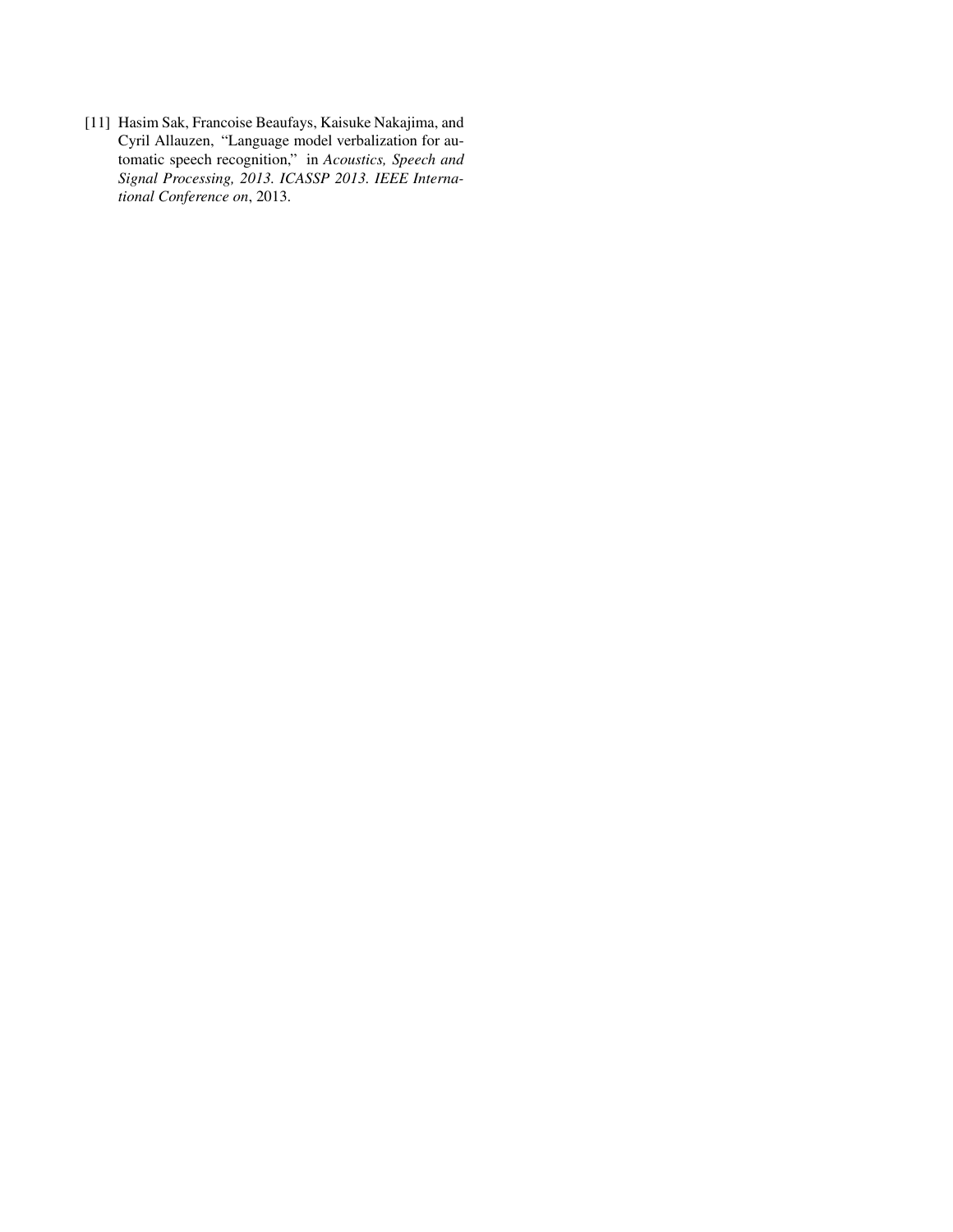[11] Hasim Sak, Francoise Beaufays, Kaisuke Nakajima, and Cyril Allauzen, "Language model verbalization for automatic speech recognition," in *Acoustics, Speech and Signal Processing, 2013. ICASSP 2013. IEEE International Conference on*, 2013.